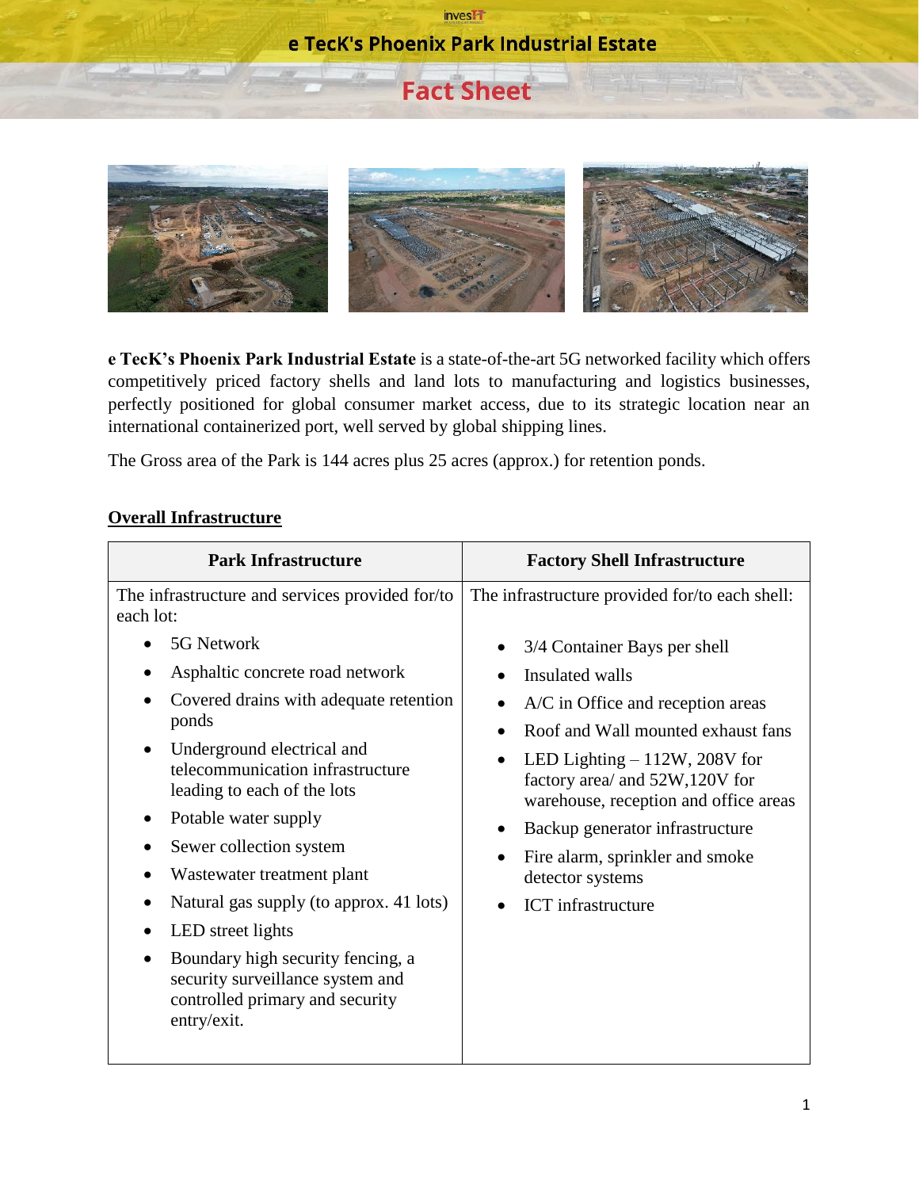# e TecK's Phoenix Park Industrial Estate

## Fact Sheet

**e TecK's Phoenix Park Industrial Estate** is a state-of-the-art 5G networked facility which offers competitively priced factory shells and land lots to manufacturing and logistics businesses, perfectly positioned for global consumer market access, due to its strategic location near an international containerized port, well served by global shipping lines.

The Gross area of the Park is 144 acres plus 25 acres (approx.) for retention ponds.

### Overall Infrastructure

| Park Infrastructure | Factory Shell Infrastructure |
|---|---|
| The infrastructure and services provided for/to each lot:<br>• 5G Network<br>• Asphaltic concrete road network<br>• Covered drains with adequate retention ponds<br>• Underground electrical and telecommunication infrastructure leading to each of the lots<br>• Potable water supply<br>• Sewer collection system<br>• Wastewater treatment plant<br>• Natural gas supply (to approx. 41 lots)<br>• LED street lights<br>• Boundary high security fencing, a security surveillance system and controlled primary and security entry/exit. | The infrastructure provided for/to each shell:<br>• 3/4 Container Bays per shell<br>• Insulated walls<br>• A/C in Office and reception areas<br>• Roof and Wall mounted exhaust fans<br>• LED Lighting – 112W, 208V for factory area/ and 52W,120V for warehouse, reception and office areas<br>• Backup generator infrastructure<br>• Fire alarm, sprinkler and smoke detector systems<br>• ICT infrastructure |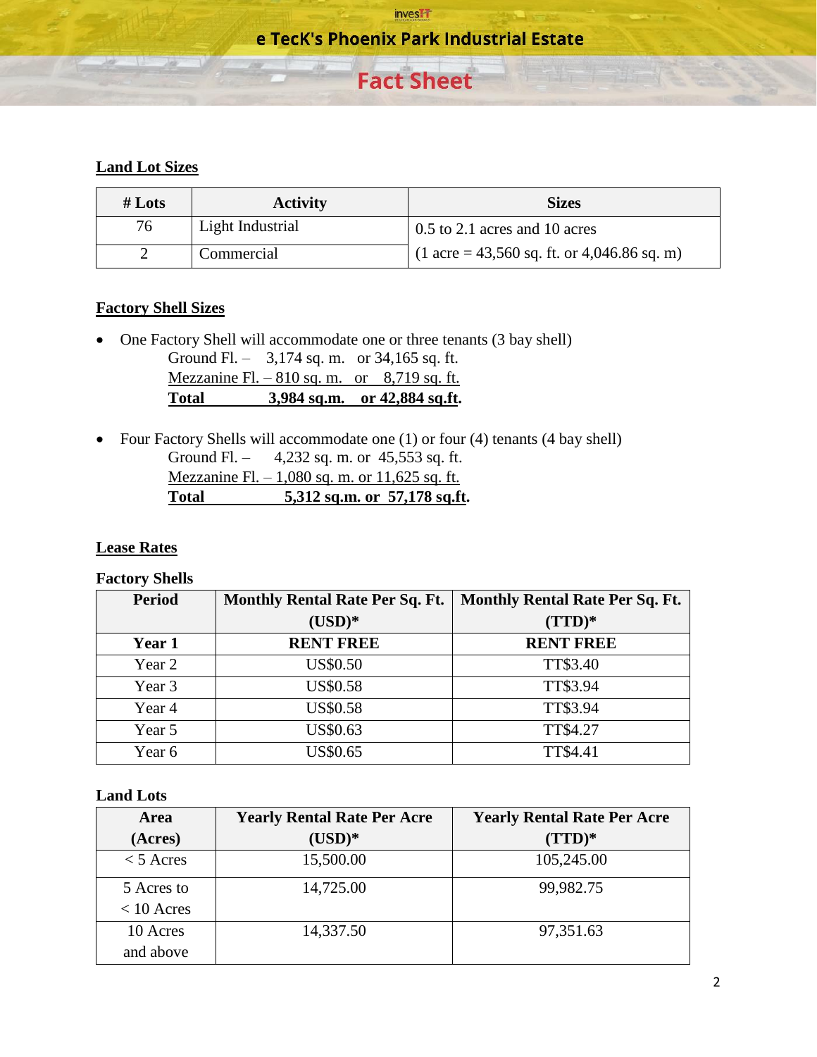# e TecK's Phoenix Park Industrial Estate

## Fact Sheet

**Land Lot Sizes**

| # Lots | Activity | Sizes |
|---|---|---|
| 76 | Light Industrial | 0.5 to 2.1 acres and 10 acres |
| 2 | Commercial | (1 acre = 43,560 sq. ft. or 4,046.86 sq. m) |

**Factory Shell Sizes**

- One Factory Shell will accommodate one or three tenants (3 bay shell)
  Ground Fl. – 3,174 sq. m. or 34,165 sq. ft.
  Mezzanine Fl. – 810 sq. m. or 8,719 sq. ft.
  **Total 3,984 sq.m. or 42,884 sq.ft.**

- Four Factory Shells will accommodate one (1) or four (4) tenants (4 bay shell)
  Ground Fl. – 4,232 sq. m. or 45,553 sq. ft.
  Mezzanine Fl. – 1,080 sq. m. or 11,625 sq. ft.
  **Total 5,312 sq.m. or 57,178 sq.ft.**

**Lease Rates**

**Factory Shells**

| Period | Monthly Rental Rate Per Sq. Ft. (USD)* | Monthly Rental Rate Per Sq. Ft. (TTD)* |
|---|---|---|
| **Year 1** | **RENT FREE** | **RENT FREE** |
| Year 2 | US$0.50 | TT$3.40 |
| Year 3 | US$0.58 | TT$3.94 |
| Year 4 | US$0.58 | TT$3.94 |
| Year 5 | US$0.63 | TT$4.27 |
| Year 6 | US$0.65 | TT$4.41 |

**Land Lots**

| Area (Acres) | Yearly Rental Rate Per Acre (USD)* | Yearly Rental Rate Per Acre (TTD)* |
|---|---|---|
| < 5 Acres | 15,500.00 | 105,245.00 |
| 5 Acres to < 10 Acres | 14,725.00 | 99,982.75 |
| 10 Acres and above | 14,337.50 | 97,351.63 |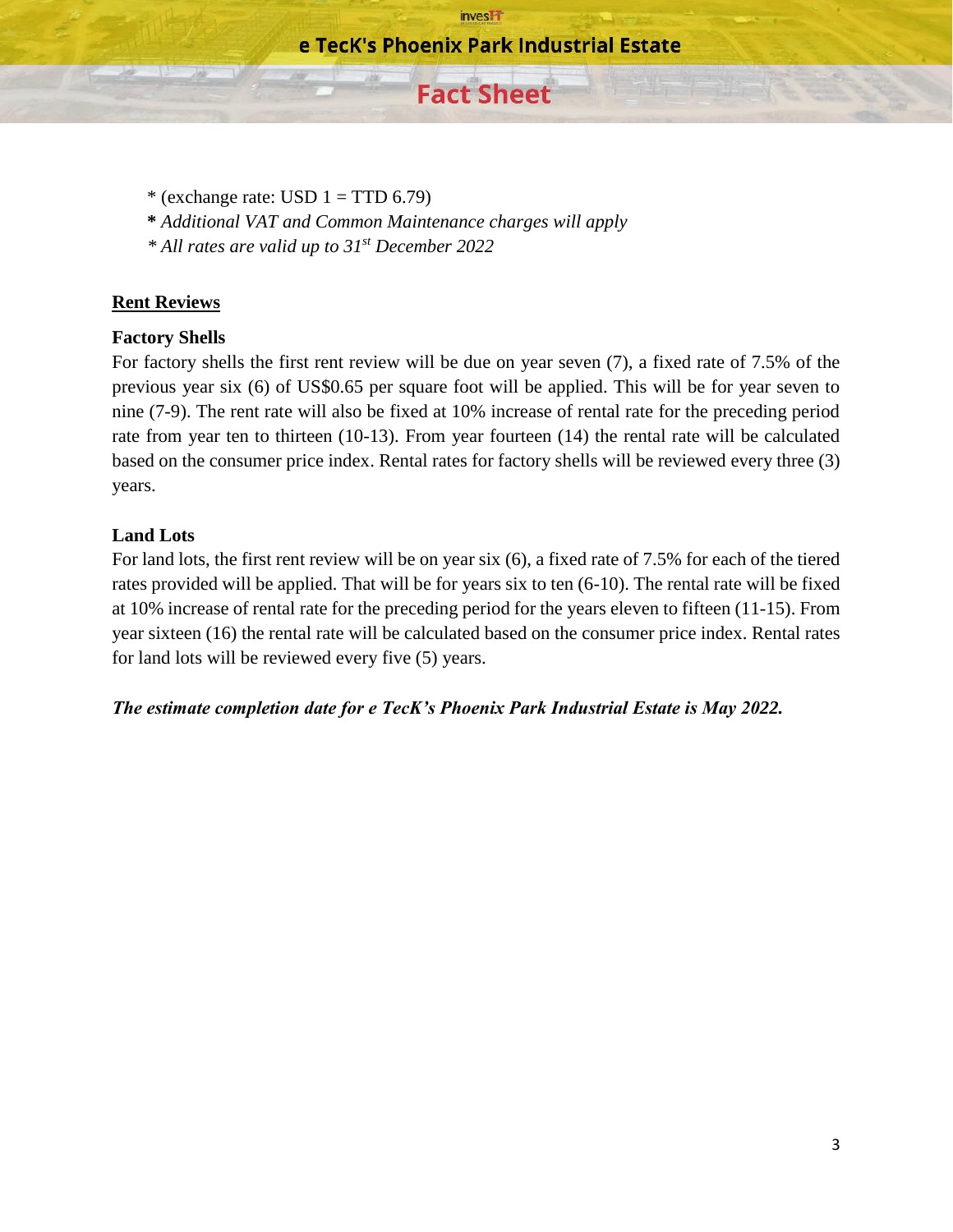* (exchange rate: USD 1 = TTD 6.79)

***** *Additional VAT and Common Maintenance charges will apply*

*\* All rates are valid up to 31st December 2022*

## Rent Reviews

**Factory Shells**

For factory shells the first rent review will be due on year seven (7), a fixed rate of 7.5% of the previous year six (6) of US$0.65 per square foot will be applied. This will be for year seven to nine (7-9). The rent rate will also be fixed at 10% increase of rental rate for the preceding period rate from year ten to thirteen (10-13). From year fourteen (14) the rental rate will be calculated based on the consumer price index. Rental rates for factory shells will be reviewed every three (3) years.

**Land Lots**

For land lots, the first rent review will be on year six (6), a fixed rate of 7.5% for each of the tiered rates provided will be applied. That will be for years six to ten (6-10). The rental rate will be fixed at 10% increase of rental rate for the preceding period for the years eleven to fifteen (11-15). From year sixteen (16) the rental rate will be calculated based on the consumer price index. Rental rates for land lots will be reviewed every five (5) years.

***The estimate completion date for e TecK's Phoenix Park Industrial Estate is May 2022.***